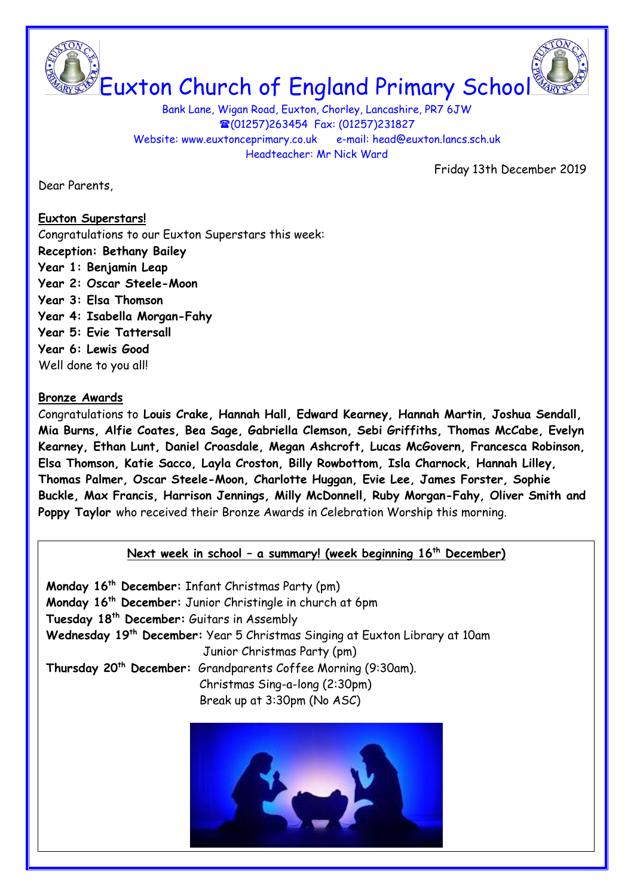# Euxton Church of England Primary School

Bank Lane, Wigan Road, Euxton, Chorley, Lancashire, PR7 6JW
☎(01257)263454 Fax: (01257)231827
Website: www.euxtonceprimary.co.uk e-mail: head@euxton.lancs.sch.uk
Headteacher: Mr Nick Ward

Friday 13th December 2019

Dear Parents,

**Euxton Superstars!**

Congratulations to our Euxton Superstars this week:

**Reception: Bethany Bailey**
**Year 1: Benjamin Leap**
**Year 2: Oscar Steele-Moon**
**Year 3: Elsa Thomson**
**Year 4: Isabella Morgan-Fahy**
**Year 5: Evie Tattersall**
**Year 6: Lewis Good**

Well done to you all!

**Bronze Awards**

Congratulations to **Louis Crake, Hannah Hall, Edward Kearney, Hannah Martin, Joshua Sendall, Mia Burns, Alfie Coates, Bea Sage, Gabriella Clemson, Sebi Griffiths, Thomas McCabe, Evelyn Kearney, Ethan Lunt, Daniel Croasdale, Megan Ashcroft, Lucas McGovern, Francesca Robinson, Elsa Thomson, Katie Sacco, Layla Croston, Billy Rowbottom, Isla Charnock, Hannah Lilley, Thomas Palmer, Oscar Steele-Moon, Charlotte Huggan, Evie Lee, James Forster, Sophie Buckle, Max Francis, Harrison Jennings, Milly McDonnell, Ruby Morgan-Fahy, Oliver Smith and Poppy Taylor** who received their Bronze Awards in Celebration Worship this morning.

**Next week in school – a summary! (week beginning 16th December)**

**Monday 16th December:** Infant Christmas Party (pm)
**Monday 16th December:** Junior Christingle in church at 6pm
**Tuesday 18th December:** Guitars in Assembly
**Wednesday 19th December:** Year 5 Christmas Singing at Euxton Library at 10am
Junior Christmas Party (pm)
**Thursday 20th December:** Grandparents Coffee Morning (9:30am).
Christmas Sing-a-long (2:30pm)
Break up at 3:30pm (No ASC)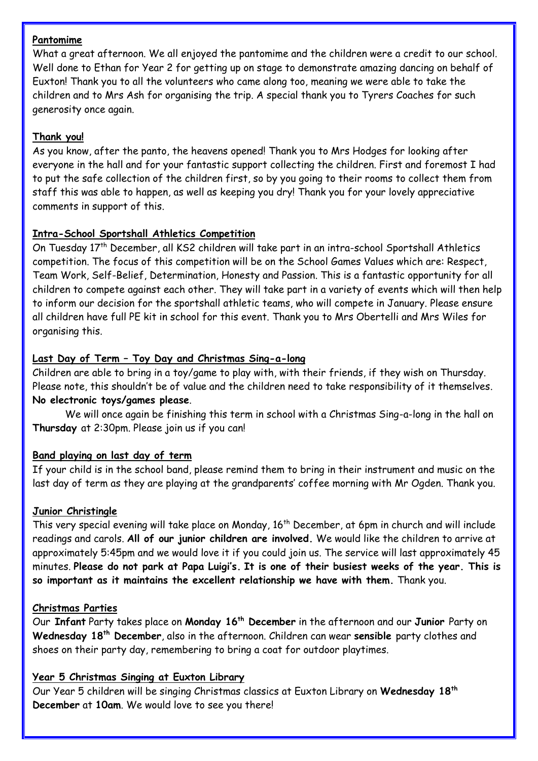**Pantomime**

What a great afternoon. We all enjoyed the pantomime and the children were a credit to our school. Well done to Ethan for Year 2 for getting up on stage to demonstrate amazing dancing on behalf of Euxton! Thank you to all the volunteers who came along too, meaning we were able to take the children and to Mrs Ash for organising the trip. A special thank you to Tyrers Coaches for such generosity once again.

**Thank you!**

As you know, after the panto, the heavens opened! Thank you to Mrs Hodges for looking after everyone in the hall and for your fantastic support collecting the children. First and foremost I had to put the safe collection of the children first, so by you going to their rooms to collect them from staff this was able to happen, as well as keeping you dry! Thank you for your lovely appreciative comments in support of this.

**Intra-School Sportshall Athletics Competition**

On Tuesday 17th December, all KS2 children will take part in an intra-school Sportshall Athletics competition. The focus of this competition will be on the School Games Values which are: Respect, Team Work, Self-Belief, Determination, Honesty and Passion. This is a fantastic opportunity for all children to compete against each other. They will take part in a variety of events which will then help to inform our decision for the sportshall athletic teams, who will compete in January. Please ensure all children have full PE kit in school for this event. Thank you to Mrs Obertelli and Mrs Wiles for organising this.

**Last Day of Term – Toy Day and Christmas Sing-a-long**

Children are able to bring in a toy/game to play with, with their friends, if they wish on Thursday. Please note, this shouldn't be of value and the children need to take responsibility of it themselves. **No electronic toys/games please**.

We will once again be finishing this term in school with a Christmas Sing-a-long in the hall on **Thursday** at 2:30pm. Please join us if you can!

**Band playing on last day of term**

If your child is in the school band, please remind them to bring in their instrument and music on the last day of term as they are playing at the grandparents' coffee morning with Mr Ogden. Thank you.

**Junior Christingle**

This very special evening will take place on Monday, 16th December, at 6pm in church and will include readings and carols. **All of our junior children are involved.** We would like the children to arrive at approximately 5:45pm and we would love it if you could join us. The service will last approximately 45 minutes. **Please do not park at Papa Luigi's. It is one of their busiest weeks of the year. This is so important as it maintains the excellent relationship we have with them.** Thank you.

**Christmas Parties**

Our **Infant** Party takes place on **Monday 16th December** in the afternoon and our **Junior** Party on **Wednesday 18th December**, also in the afternoon. Children can wear **sensible** party clothes and shoes on their party day, remembering to bring a coat for outdoor playtimes.

**Year 5 Christmas Singing at Euxton Library**

Our Year 5 children will be singing Christmas classics at Euxton Library on **Wednesday 18th December** at **10am**. We would love to see you there!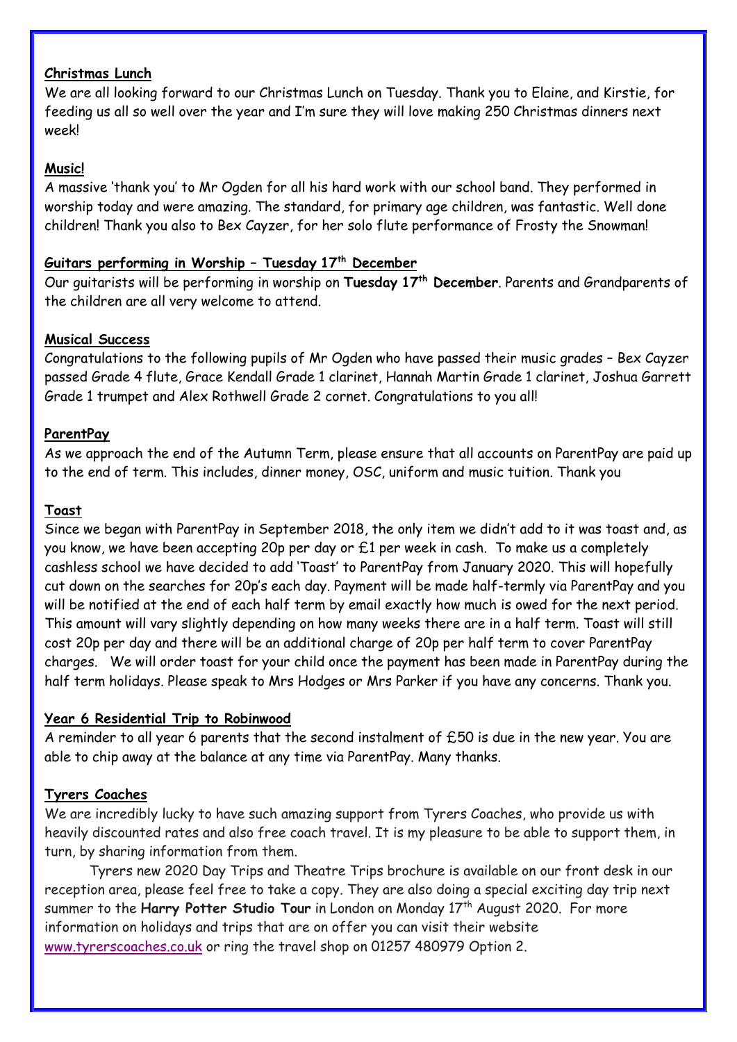**Christmas Lunch**

We are all looking forward to our Christmas Lunch on Tuesday. Thank you to Elaine, and Kirstie, for feeding us all so well over the year and I'm sure they will love making 250 Christmas dinners next week!

**Music!**

A massive 'thank you' to Mr Ogden for all his hard work with our school band. They performed in worship today and were amazing. The standard, for primary age children, was fantastic. Well done children! Thank you also to Bex Cayzer, for her solo flute performance of Frosty the Snowman!

**Guitars performing in Worship – Tuesday 17th December**

Our guitarists will be performing in worship on **Tuesday 17th December**. Parents and Grandparents of the children are all very welcome to attend.

**Musical Success**

Congratulations to the following pupils of Mr Ogden who have passed their music grades – Bex Cayzer passed Grade 4 flute, Grace Kendall Grade 1 clarinet, Hannah Martin Grade 1 clarinet, Joshua Garrett Grade 1 trumpet and Alex Rothwell Grade 2 cornet. Congratulations to you all!

**ParentPay**

As we approach the end of the Autumn Term, please ensure that all accounts on ParentPay are paid up to the end of term. This includes, dinner money, OSC, uniform and music tuition. Thank you

**Toast**

Since we began with ParentPay in September 2018, the only item we didn't add to it was toast and, as you know, we have been accepting 20p per day or £1 per week in cash. To make us a completely cashless school we have decided to add 'Toast' to ParentPay from January 2020. This will hopefully cut down on the searches for 20p's each day. Payment will be made half-termly via ParentPay and you will be notified at the end of each half term by email exactly how much is owed for the next period. This amount will vary slightly depending on how many weeks there are in a half term. Toast will still cost 20p per day and there will be an additional charge of 20p per half term to cover ParentPay charges. We will order toast for your child once the payment has been made in ParentPay during the half term holidays. Please speak to Mrs Hodges or Mrs Parker if you have any concerns. Thank you.

**Year 6 Residential Trip to Robinwood**

A reminder to all year 6 parents that the second instalment of £50 is due in the new year. You are able to chip away at the balance at any time via ParentPay. Many thanks.

**Tyrers Coaches**

We are incredibly lucky to have such amazing support from Tyrers Coaches, who provide us with heavily discounted rates and also free coach travel. It is my pleasure to be able to support them, in turn, by sharing information from them.

Tyrers new 2020 Day Trips and Theatre Trips brochure is available on our front desk in our reception area, please feel free to take a copy. They are also doing a special exciting day trip next summer to the **Harry Potter Studio Tour** in London on Monday 17th August 2020. For more information on holidays and trips that are on offer you can visit their website www.tyrerscoaches.co.uk or ring the travel shop on 01257 480979 Option 2.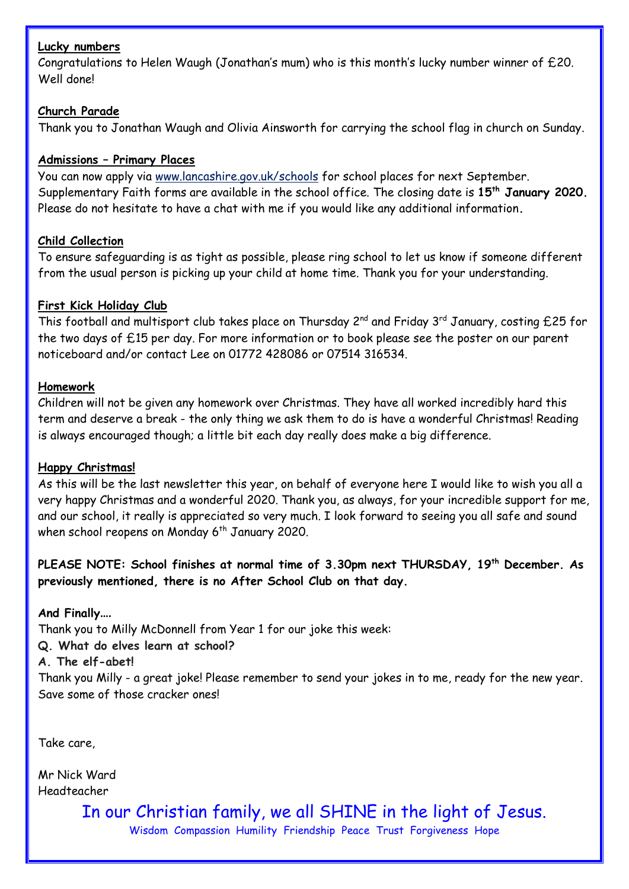**Lucky numbers**

Congratulations to Helen Waugh (Jonathan's mum) who is this month's lucky number winner of £20. Well done!

**Church Parade**

Thank you to Jonathan Waugh and Olivia Ainsworth for carrying the school flag in church on Sunday.

**Admissions – Primary Places**

You can now apply via www.lancashire.gov.uk/schools for school places for next September. Supplementary Faith forms are available in the school office. The closing date is **15th January 2020.** Please do not hesitate to have a chat with me if you would like any additional information.

**Child Collection**

To ensure safeguarding is as tight as possible, please ring school to let us know if someone different from the usual person is picking up your child at home time. Thank you for your understanding.

**First Kick Holiday Club**

This football and multisport club takes place on Thursday 2nd and Friday 3rd January, costing £25 for the two days of £15 per day. For more information or to book please see the poster on our parent noticeboard and/or contact Lee on 01772 428086 or 07514 316534.

**Homework**

Children will not be given any homework over Christmas. They have all worked incredibly hard this term and deserve a break - the only thing we ask them to do is have a wonderful Christmas! Reading is always encouraged though; a little bit each day really does make a big difference.

**Happy Christmas!**

As this will be the last newsletter this year, on behalf of everyone here I would like to wish you all a very happy Christmas and a wonderful 2020. Thank you, as always, for your incredible support for me, and our school, it really is appreciated so very much. I look forward to seeing you all safe and sound when school reopens on Monday 6th January 2020.

**PLEASE NOTE: School finishes at normal time of 3.30pm next THURSDAY, 19th December. As previously mentioned, there is no After School Club on that day.**

**And Finally….**

Thank you to Milly McDonnell from Year 1 for our joke this week:

**Q. What do elves learn at school?**

**A. The elf-abet!**

Thank you Milly - a great joke! Please remember to send your jokes in to me, ready for the new year. Save some of those cracker ones!

Take care,

Mr Nick Ward
Headteacher

In our Christian family, we all SHINE in the light of Jesus.

Wisdom Compassion Humility Friendship Peace Trust Forgiveness Hope